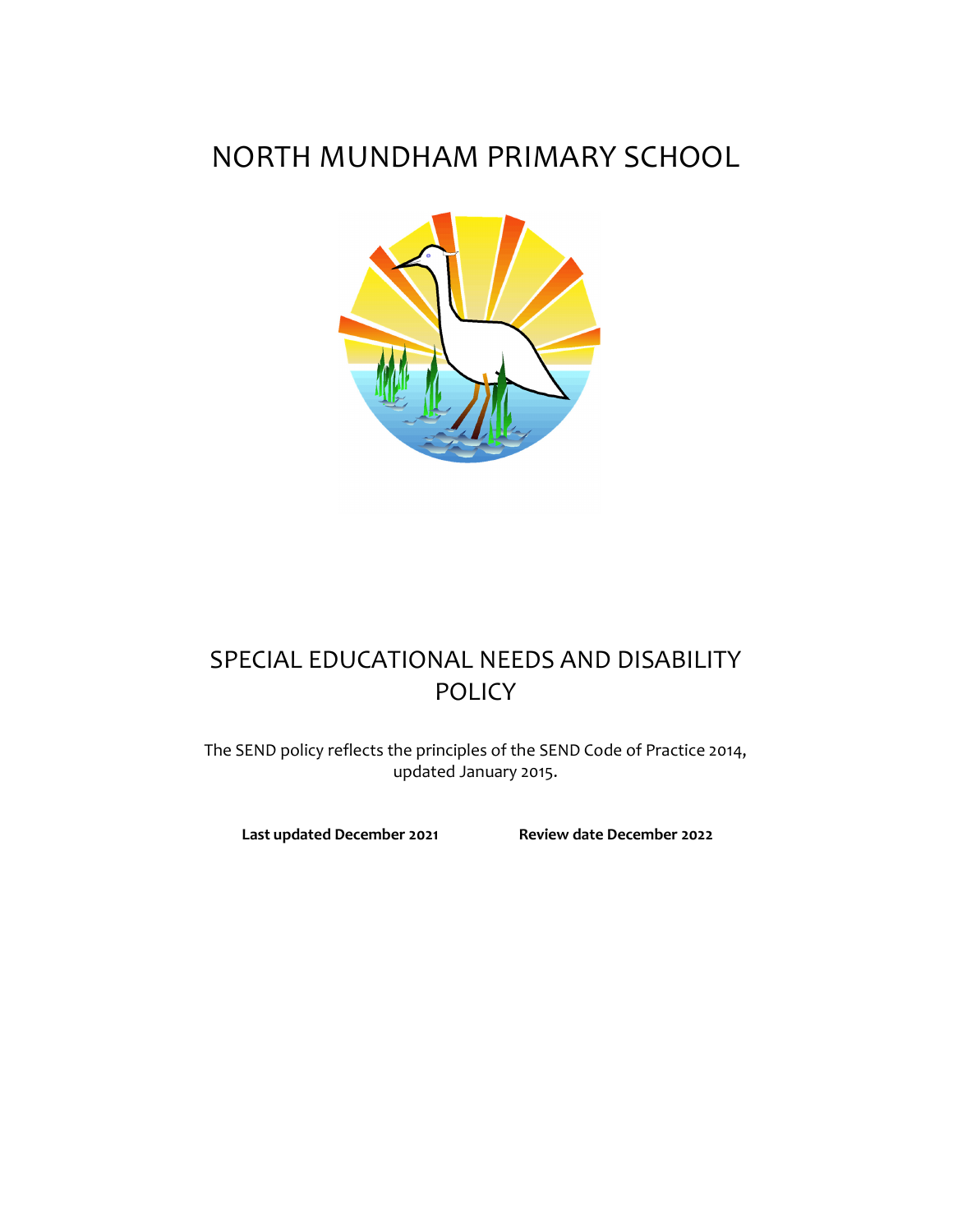# NORTH MUNDHAM PRIMARY SCHOOL

## SPECIAL EDUCATIONAL NEEDS AND DISABILITY POLICY

The SEND policy reflects the principles of the SEND Code of Practice 2014, updated January 2015.

**Last updated December 2021** **Review date December 2022**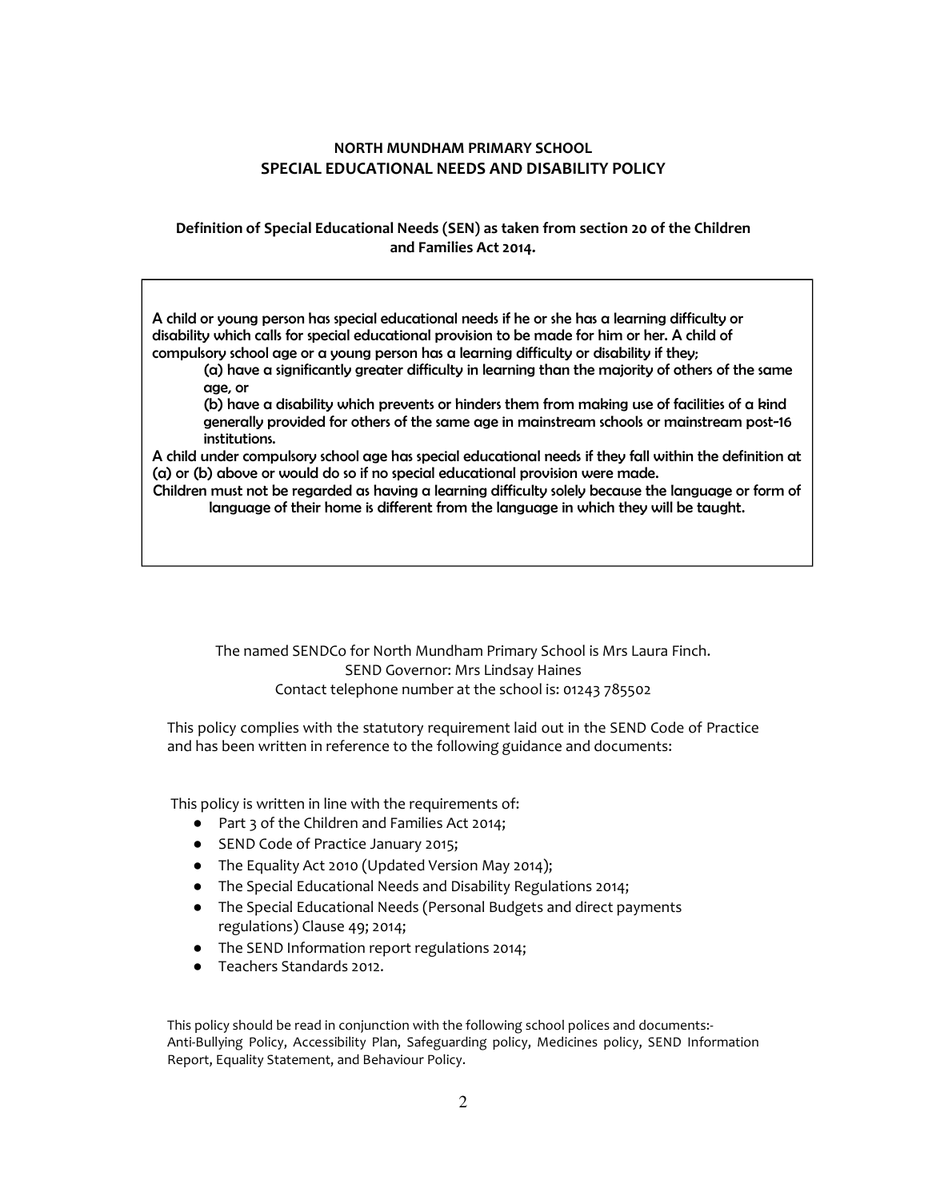## NORTH MUNDHAM PRIMARY SCHOOL
## SPECIAL EDUCATIONAL NEEDS AND DISABILITY POLICY

**Definition of Special Educational Needs (SEN) as taken from section 20 of the Children and Families Act 2014.**

> A child or young person has special educational needs if he or she has a learning difficulty or disability which calls for special educational provision to be made for him or her. A child of compulsory school age or a young person has a learning difficulty or disability if they;
>
> (a) have a significantly greater difficulty in learning than the majority of others of the same age, or
>
> (b) have a disability which prevents or hinders them from making use of facilities of a kind generally provided for others of the same age in mainstream schools or mainstream post-16 institutions.
>
> A child under compulsory school age has special educational needs if they fall within the definition at (a) or (b) above or would do so if no special educational provision were made.
>
> Children must not be regarded as having a learning difficulty solely because the language or form of language of their home is different from the language in which they will be taught.

The named SENDCo for North Mundham Primary School is Mrs Laura Finch.
SEND Governor: Mrs Lindsay Haines
Contact telephone number at the school is: 01243 785502

This policy complies with the statutory requirement laid out in the SEND Code of Practice and has been written in reference to the following guidance and documents:

This policy is written in line with the requirements of:

- Part 3 of the Children and Families Act 2014;
- SEND Code of Practice January 2015;
- The Equality Act 2010 (Updated Version May 2014);
- The Special Educational Needs and Disability Regulations 2014;
- The Special Educational Needs (Personal Budgets and direct payments regulations) Clause 49; 2014;
- The SEND Information report regulations 2014;
- Teachers Standards 2012.

This policy should be read in conjunction with the following school polices and documents:- Anti-Bullying Policy, Accessibility Plan, Safeguarding policy, Medicines policy, SEND Information Report, Equality Statement, and Behaviour Policy.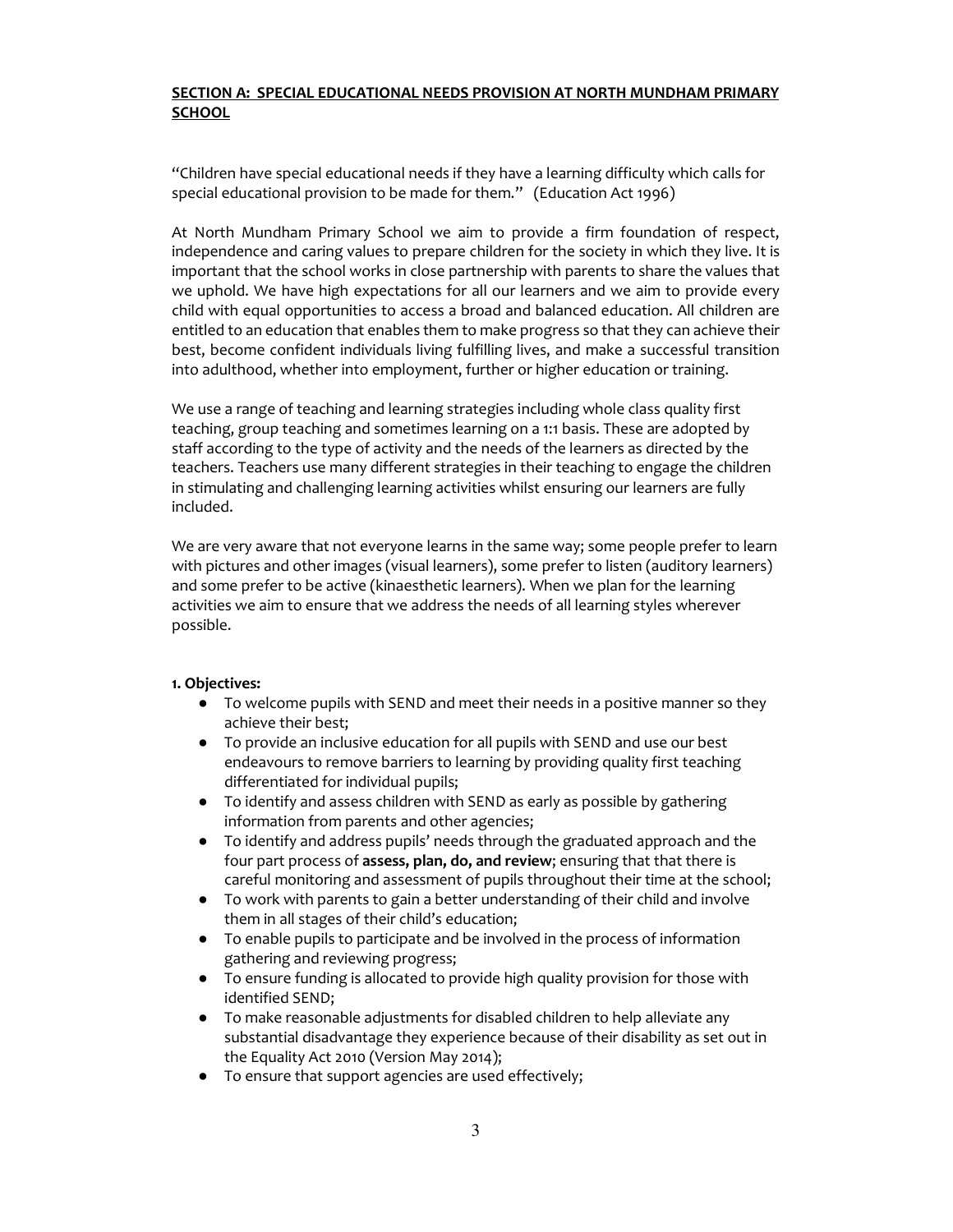**SECTION A: SPECIAL EDUCATIONAL NEEDS PROVISION AT NORTH MUNDHAM PRIMARY SCHOOL**

"Children have special educational needs if they have a learning difficulty which calls for special educational provision to be made for them." (Education Act 1996)

At North Mundham Primary School we aim to provide a firm foundation of respect, independence and caring values to prepare children for the society in which they live. It is important that the school works in close partnership with parents to share the values that we uphold. We have high expectations for all our learners and we aim to provide every child with equal opportunities to access a broad and balanced education. All children are entitled to an education that enables them to make progress so that they can achieve their best, become confident individuals living fulfilling lives, and make a successful transition into adulthood, whether into employment, further or higher education or training.

We use a range of teaching and learning strategies including whole class quality first teaching, group teaching and sometimes learning on a 1:1 basis. These are adopted by staff according to the type of activity and the needs of the learners as directed by the teachers. Teachers use many different strategies in their teaching to engage the children in stimulating and challenging learning activities whilst ensuring our learners are fully included.

We are very aware that not everyone learns in the same way; some people prefer to learn with pictures and other images (visual learners), some prefer to listen (auditory learners) and some prefer to be active (kinaesthetic learners). When we plan for the learning activities we aim to ensure that we address the needs of all learning styles wherever possible.

**1. Objectives:**

- To welcome pupils with SEND and meet their needs in a positive manner so they achieve their best;
- To provide an inclusive education for all pupils with SEND and use our best endeavours to remove barriers to learning by providing quality first teaching differentiated for individual pupils;
- To identify and assess children with SEND as early as possible by gathering information from parents and other agencies;
- To identify and address pupils' needs through the graduated approach and the four part process of **assess, plan, do, and review**; ensuring that that there is careful monitoring and assessment of pupils throughout their time at the school;
- To work with parents to gain a better understanding of their child and involve them in all stages of their child's education;
- To enable pupils to participate and be involved in the process of information gathering and reviewing progress;
- To ensure funding is allocated to provide high quality provision for those with identified SEND;
- To make reasonable adjustments for disabled children to help alleviate any substantial disadvantage they experience because of their disability as set out in the Equality Act 2010 (Version May 2014);
- To ensure that support agencies are used effectively;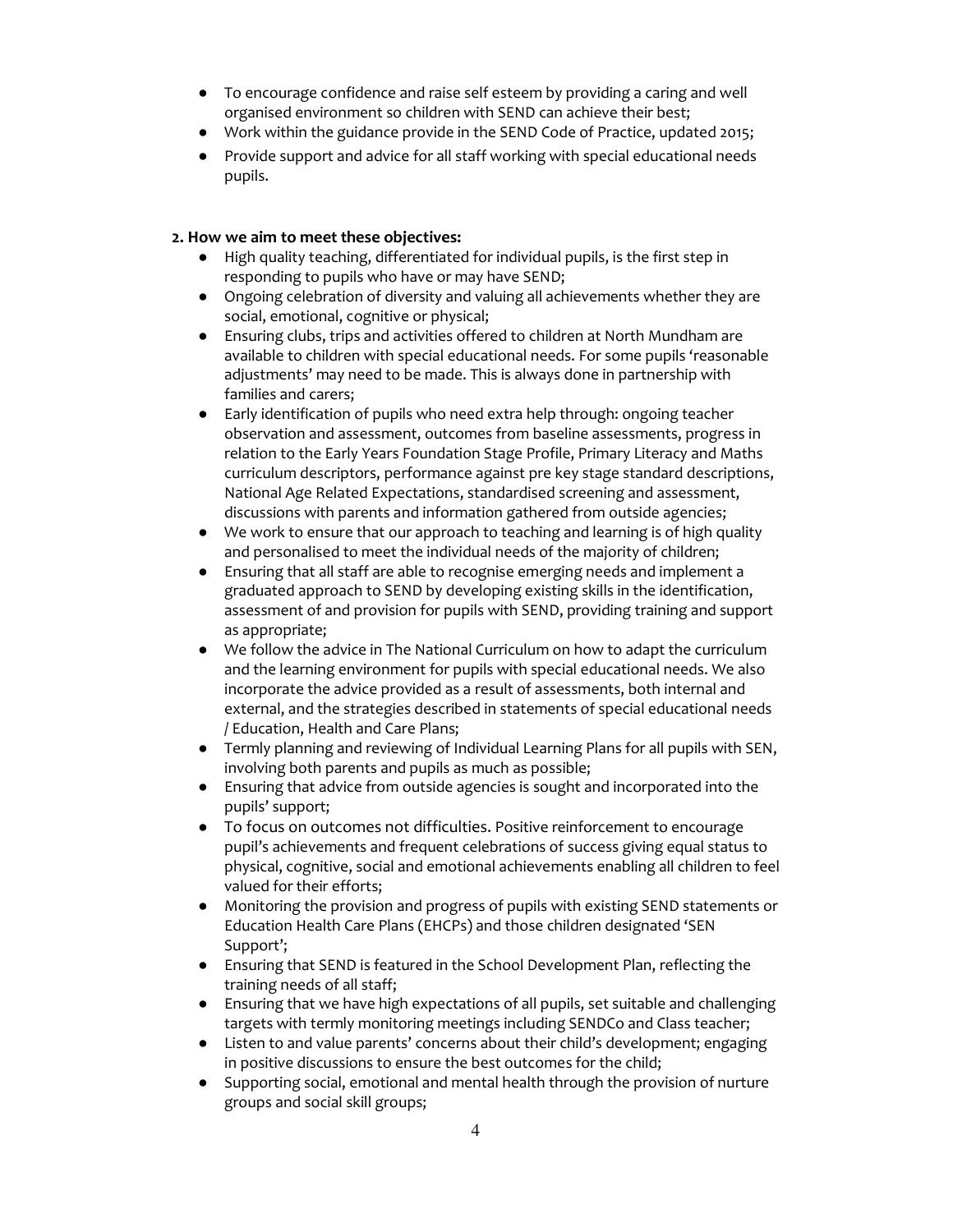- To encourage confidence and raise self esteem by providing a caring and well organised environment so children with SEND can achieve their best;
- Work within the guidance provide in the SEND Code of Practice, updated 2015;
- Provide support and advice for all staff working with special educational needs pupils.

**2. How we aim to meet these objectives:**

- High quality teaching, differentiated for individual pupils, is the first step in responding to pupils who have or may have SEND;
- Ongoing celebration of diversity and valuing all achievements whether they are social, emotional, cognitive or physical;
- Ensuring clubs, trips and activities offered to children at North Mundham are available to children with special educational needs. For some pupils 'reasonable adjustments' may need to be made. This is always done in partnership with families and carers;
- Early identification of pupils who need extra help through: ongoing teacher observation and assessment, outcomes from baseline assessments, progress in relation to the Early Years Foundation Stage Profile, Primary Literacy and Maths curriculum descriptors, performance against pre key stage standard descriptions, National Age Related Expectations, standardised screening and assessment, discussions with parents and information gathered from outside agencies;
- We work to ensure that our approach to teaching and learning is of high quality and personalised to meet the individual needs of the majority of children;
- Ensuring that all staff are able to recognise emerging needs and implement a graduated approach to SEND by developing existing skills in the identification, assessment of and provision for pupils with SEND, providing training and support as appropriate;
- We follow the advice in The National Curriculum on how to adapt the curriculum and the learning environment for pupils with special educational needs. We also incorporate the advice provided as a result of assessments, both internal and external, and the strategies described in statements of special educational needs / Education, Health and Care Plans;
- Termly planning and reviewing of Individual Learning Plans for all pupils with SEN, involving both parents and pupils as much as possible;
- Ensuring that advice from outside agencies is sought and incorporated into the pupils' support;
- To focus on outcomes not difficulties. Positive reinforcement to encourage pupil's achievements and frequent celebrations of success giving equal status to physical, cognitive, social and emotional achievements enabling all children to feel valued for their efforts;
- Monitoring the provision and progress of pupils with existing SEND statements or Education Health Care Plans (EHCPs) and those children designated 'SEN Support';
- Ensuring that SEND is featured in the School Development Plan, reflecting the training needs of all staff;
- Ensuring that we have high expectations of all pupils, set suitable and challenging targets with termly monitoring meetings including SENDCo and Class teacher;
- Listen to and value parents' concerns about their child's development; engaging in positive discussions to ensure the best outcomes for the child;
- Supporting social, emotional and mental health through the provision of nurture groups and social skill groups;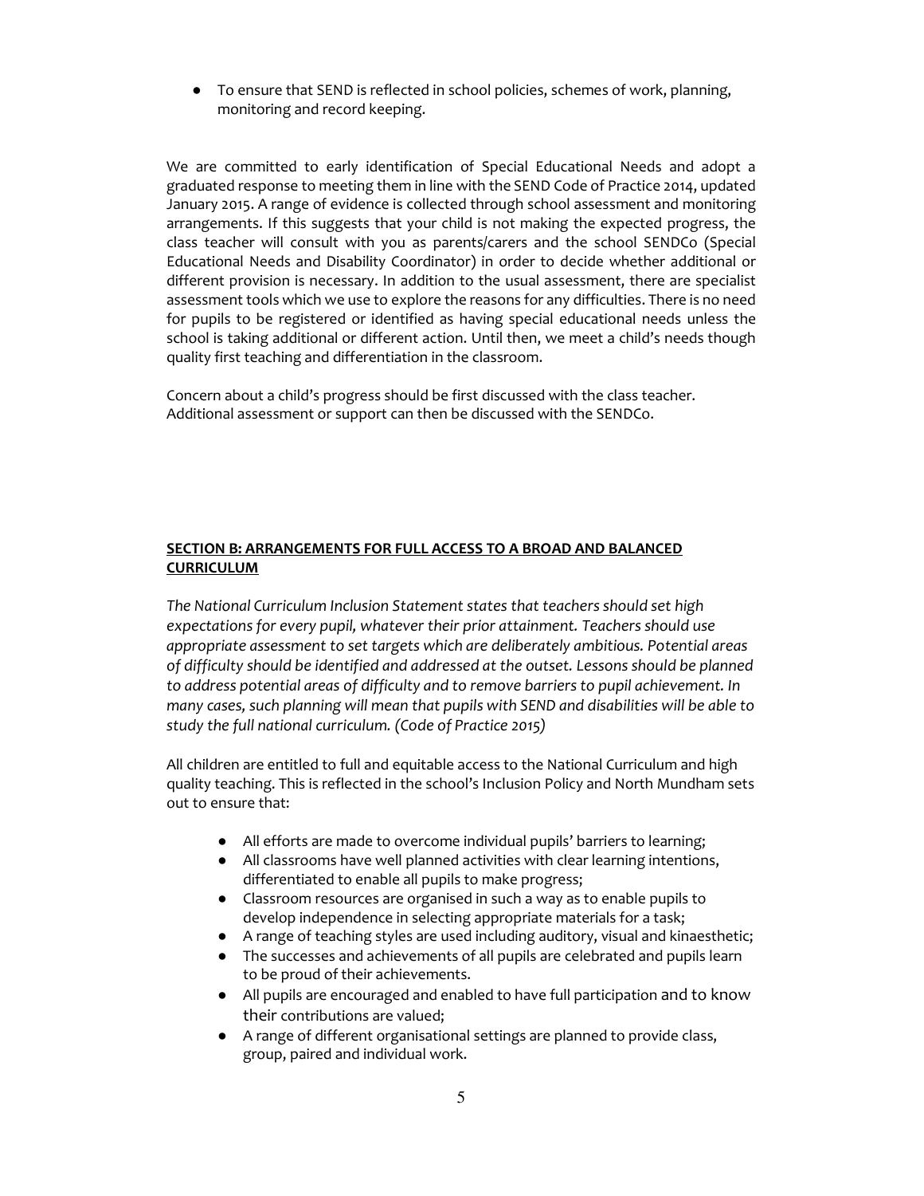- To ensure that SEND is reflected in school policies, schemes of work, planning, monitoring and record keeping.

We are committed to early identification of Special Educational Needs and adopt a graduated response to meeting them in line with the SEND Code of Practice 2014, updated January 2015. A range of evidence is collected through school assessment and monitoring arrangements. If this suggests that your child is not making the expected progress, the class teacher will consult with you as parents/carers and the school SENDCo (Special Educational Needs and Disability Coordinator) in order to decide whether additional or different provision is necessary. In addition to the usual assessment, there are specialist assessment tools which we use to explore the reasons for any difficulties. There is no need for pupils to be registered or identified as having special educational needs unless the school is taking additional or different action. Until then, we meet a child's needs though quality first teaching and differentiation in the classroom.

Concern about a child's progress should be first discussed with the class teacher. Additional assessment or support can then be discussed with the SENDCo.

**SECTION B: ARRANGEMENTS FOR FULL ACCESS TO A BROAD AND BALANCED CURRICULUM**

*The National Curriculum Inclusion Statement states that teachers should set high expectations for every pupil, whatever their prior attainment. Teachers should use appropriate assessment to set targets which are deliberately ambitious. Potential areas of difficulty should be identified and addressed at the outset. Lessons should be planned to address potential areas of difficulty and to remove barriers to pupil achievement. In many cases, such planning will mean that pupils with SEND and disabilities will be able to study the full national curriculum. (Code of Practice 2015)*

All children are entitled to full and equitable access to the National Curriculum and high quality teaching. This is reflected in the school's Inclusion Policy and North Mundham sets out to ensure that:

- All efforts are made to overcome individual pupils' barriers to learning;
- All classrooms have well planned activities with clear learning intentions, differentiated to enable all pupils to make progress;
- Classroom resources are organised in such a way as to enable pupils to develop independence in selecting appropriate materials for a task;
- A range of teaching styles are used including auditory, visual and kinaesthetic;
- The successes and achievements of all pupils are celebrated and pupils learn to be proud of their achievements.
- All pupils are encouraged and enabled to have full participation and to know their contributions are valued;
- A range of different organisational settings are planned to provide class, group, paired and individual work.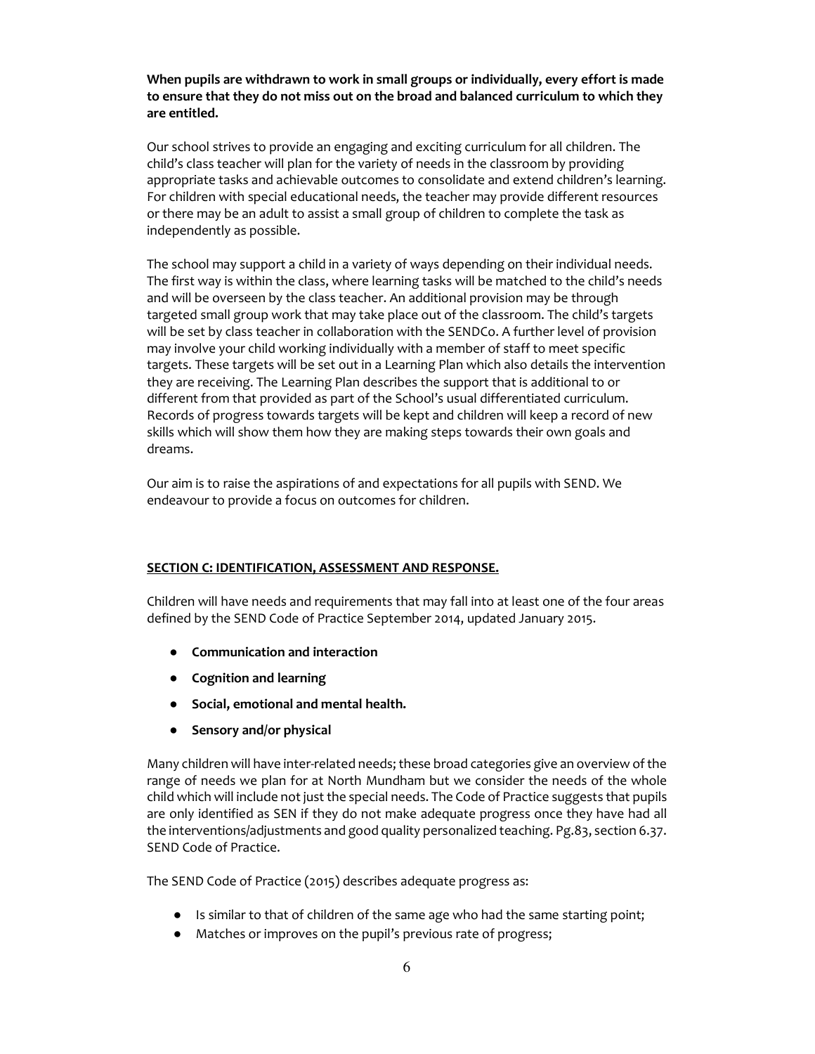**When pupils are withdrawn to work in small groups or individually, every effort is made to ensure that they do not miss out on the broad and balanced curriculum to which they are entitled.**

Our school strives to provide an engaging and exciting curriculum for all children. The child's class teacher will plan for the variety of needs in the classroom by providing appropriate tasks and achievable outcomes to consolidate and extend children's learning. For children with special educational needs, the teacher may provide different resources or there may be an adult to assist a small group of children to complete the task as independently as possible.

The school may support a child in a variety of ways depending on their individual needs. The first way is within the class, where learning tasks will be matched to the child's needs and will be overseen by the class teacher. An additional provision may be through targeted small group work that may take place out of the classroom. The child's targets will be set by class teacher in collaboration with the SENDCo. A further level of provision may involve your child working individually with a member of staff to meet specific targets. These targets will be set out in a Learning Plan which also details the intervention they are receiving. The Learning Plan describes the support that is additional to or different from that provided as part of the School's usual differentiated curriculum. Records of progress towards targets will be kept and children will keep a record of new skills which will show them how they are making steps towards their own goals and dreams.

Our aim is to raise the aspirations of and expectations for all pupils with SEND. We endeavour to provide a focus on outcomes for children.

## SECTION C: IDENTIFICATION, ASSESSMENT AND RESPONSE.

Children will have needs and requirements that may fall into at least one of the four areas defined by the SEND Code of Practice September 2014, updated January 2015.

- **Communication and interaction**
- **Cognition and learning**
- **Social, emotional and mental health.**
- **Sensory and/or physical**

Many children will have inter-related needs; these broad categories give an overview of the range of needs we plan for at North Mundham but we consider the needs of the whole child which will include not just the special needs. The Code of Practice suggests that pupils are only identified as SEN if they do not make adequate progress once they have had all the interventions/adjustments and good quality personalized teaching. Pg.83, section 6.37. SEND Code of Practice.

The SEND Code of Practice (2015) describes adequate progress as:

- Is similar to that of children of the same age who had the same starting point;
- Matches or improves on the pupil's previous rate of progress;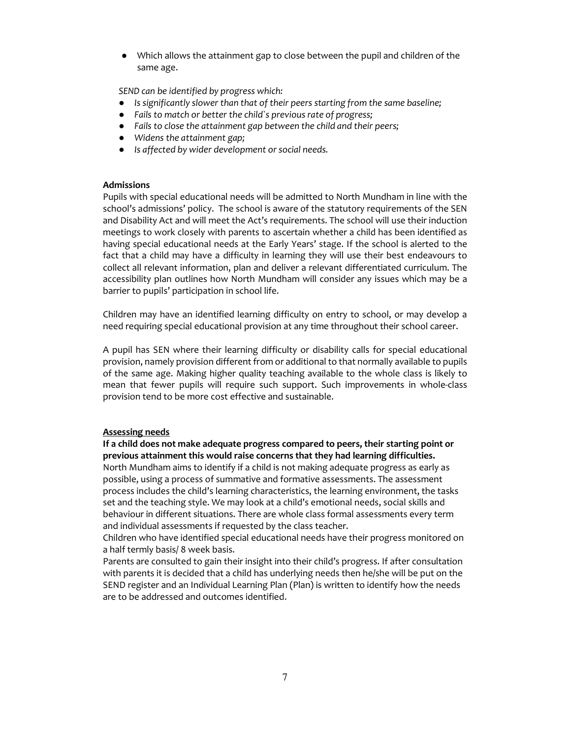- Which allows the attainment gap to close between the pupil and children of the same age.

*SEND can be identified by progress which:*

- *Is significantly slower than that of their peers starting from the same baseline;*
- *Fails to match or better the child`s previous rate of progress;*
- *Fails to close the attainment gap between the child and their peers;*
- *Widens the attainment gap;*
- *Is affected by wider development or social needs.*

**Admissions**

Pupils with special educational needs will be admitted to North Mundham in line with the school's admissions' policy. The school is aware of the statutory requirements of the SEN and Disability Act and will meet the Act's requirements. The school will use their induction meetings to work closely with parents to ascertain whether a child has been identified as having special educational needs at the Early Years' stage. If the school is alerted to the fact that a child may have a difficulty in learning they will use their best endeavours to collect all relevant information, plan and deliver a relevant differentiated curriculum. The accessibility plan outlines how North Mundham will consider any issues which may be a barrier to pupils' participation in school life.

Children may have an identified learning difficulty on entry to school, or may develop a need requiring special educational provision at any time throughout their school career.

A pupil has SEN where their learning difficulty or disability calls for special educational provision, namely provision different from or additional to that normally available to pupils of the same age. Making higher quality teaching available to the whole class is likely to mean that fewer pupils will require such support. Such improvements in whole-class provision tend to be more cost effective and sustainable.

**Assessing needs**

**If a child does not make adequate progress compared to peers, their starting point or previous attainment this would raise concerns that they had learning difficulties.**

North Mundham aims to identify if a child is not making adequate progress as early as possible, using a process of summative and formative assessments. The assessment process includes the child's learning characteristics, the learning environment, the tasks set and the teaching style. We may look at a child's emotional needs, social skills and behaviour in different situations. There are whole class formal assessments every term and individual assessments if requested by the class teacher.

Children who have identified special educational needs have their progress monitored on a half termly basis/ 8 week basis.

Parents are consulted to gain their insight into their child's progress. If after consultation with parents it is decided that a child has underlying needs then he/she will be put on the SEND register and an Individual Learning Plan (Plan) is written to identify how the needs are to be addressed and outcomes identified.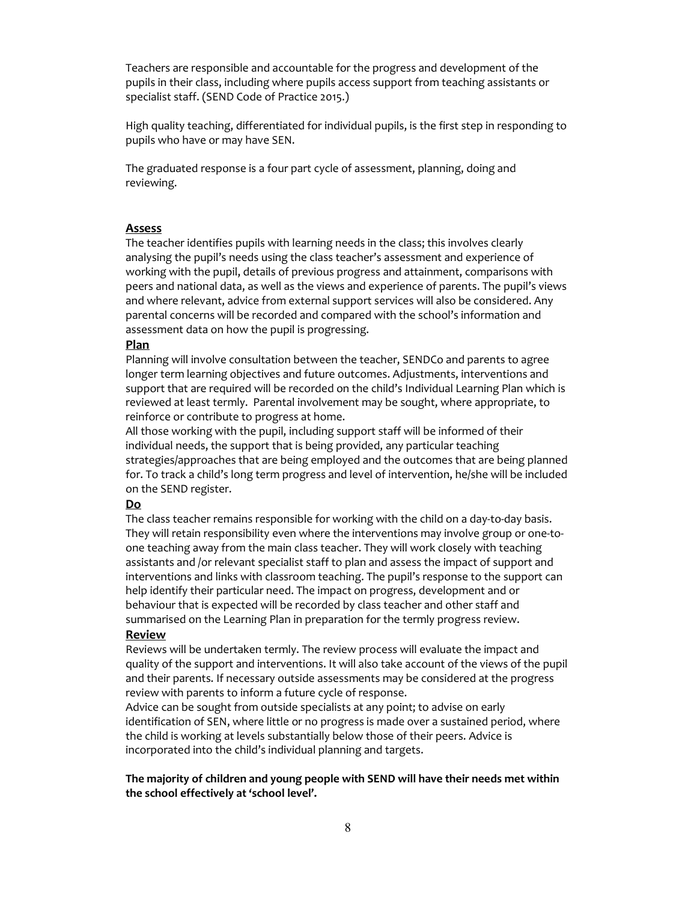Teachers are responsible and accountable for the progress and development of the pupils in their class, including where pupils access support from teaching assistants or specialist staff. (SEND Code of Practice 2015.)

High quality teaching, differentiated for individual pupils, is the first step in responding to pupils who have or may have SEN.

The graduated response is a four part cycle of assessment, planning, doing and reviewing.

**Assess**

The teacher identifies pupils with learning needs in the class; this involves clearly analysing the pupil's needs using the class teacher's assessment and experience of working with the pupil, details of previous progress and attainment, comparisons with peers and national data, as well as the views and experience of parents. The pupil's views and where relevant, advice from external support services will also be considered. Any parental concerns will be recorded and compared with the school's information and assessment data on how the pupil is progressing.

**Plan**

Planning will involve consultation between the teacher, SENDCo and parents to agree longer term learning objectives and future outcomes. Adjustments, interventions and support that are required will be recorded on the child's Individual Learning Plan which is reviewed at least termly. Parental involvement may be sought, where appropriate, to reinforce or contribute to progress at home.

All those working with the pupil, including support staff will be informed of their individual needs, the support that is being provided, any particular teaching strategies/approaches that are being employed and the outcomes that are being planned for. To track a child's long term progress and level of intervention, he/she will be included on the SEND register.

**Do**

The class teacher remains responsible for working with the child on a day-to-day basis. They will retain responsibility even where the interventions may involve group or one-to-one teaching away from the main class teacher. They will work closely with teaching assistants and /or relevant specialist staff to plan and assess the impact of support and interventions and links with classroom teaching. The pupil's response to the support can help identify their particular need. The impact on progress, development and or behaviour that is expected will be recorded by class teacher and other staff and summarised on the Learning Plan in preparation for the termly progress review.

**Review**

Reviews will be undertaken termly. The review process will evaluate the impact and quality of the support and interventions. It will also take account of the views of the pupil and their parents. If necessary outside assessments may be considered at the progress review with parents to inform a future cycle of response.

Advice can be sought from outside specialists at any point; to advise on early identification of SEN, where little or no progress is made over a sustained period, where the child is working at levels substantially below those of their peers. Advice is incorporated into the child's individual planning and targets.

**The majority of children and young people with SEND will have their needs met within the school effectively at 'school level'.**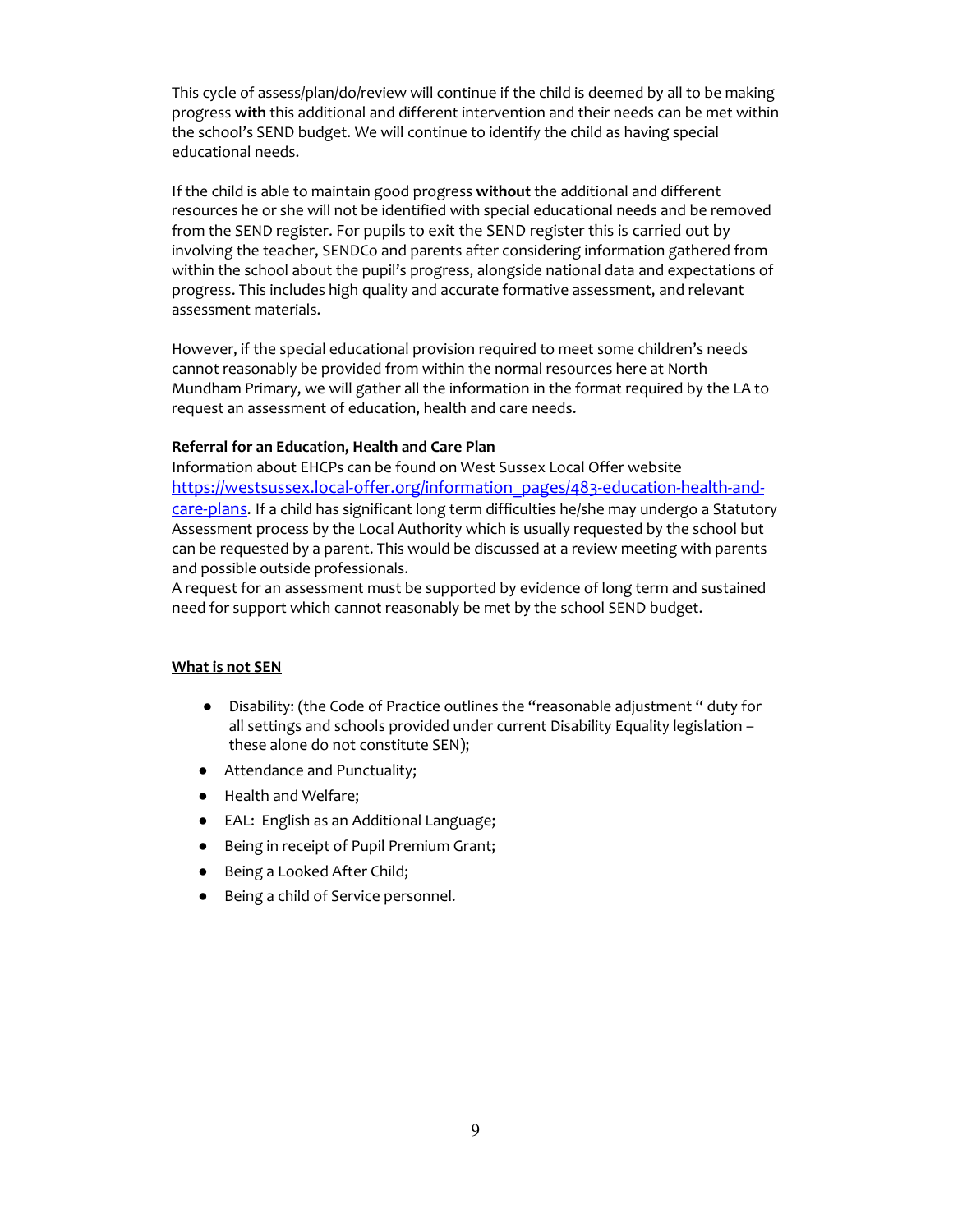This cycle of assess/plan/do/review will continue if the child is deemed by all to be making progress **with** this additional and different intervention and their needs can be met within the school's SEND budget. We will continue to identify the child as having special educational needs.

If the child is able to maintain good progress **without** the additional and different resources he or she will not be identified with special educational needs and be removed from the SEND register. For pupils to exit the SEND register this is carried out by involving the teacher, SENDCo and parents after considering information gathered from within the school about the pupil's progress, alongside national data and expectations of progress. This includes high quality and accurate formative assessment, and relevant assessment materials.

However, if the special educational provision required to meet some children's needs cannot reasonably be provided from within the normal resources here at North Mundham Primary, we will gather all the information in the format required by the LA to request an assessment of education, health and care needs.

**Referral for an Education, Health and Care Plan**

Information about EHCPs can be found on West Sussex Local Offer website [https://westsussex.local-offer.org/information_pages/483-education-health-and-care-plans](https://westsussex.local-offer.org/information_pages/483-education-health-and-care-plans). If a child has significant long term difficulties he/she may undergo a Statutory Assessment process by the Local Authority which is usually requested by the school but can be requested by a parent. This would be discussed at a review meeting with parents and possible outside professionals.

A request for an assessment must be supported by evidence of long term and sustained need for support which cannot reasonably be met by the school SEND budget.

**<u>What is not SEN</u>**

- Disability: (the Code of Practice outlines the "reasonable adjustment " duty for all settings and schools provided under current Disability Equality legislation – these alone do not constitute SEN);
- Attendance and Punctuality;
- Health and Welfare;
- EAL: English as an Additional Language;
- Being in receipt of Pupil Premium Grant;
- Being a Looked After Child;
- Being a child of Service personnel.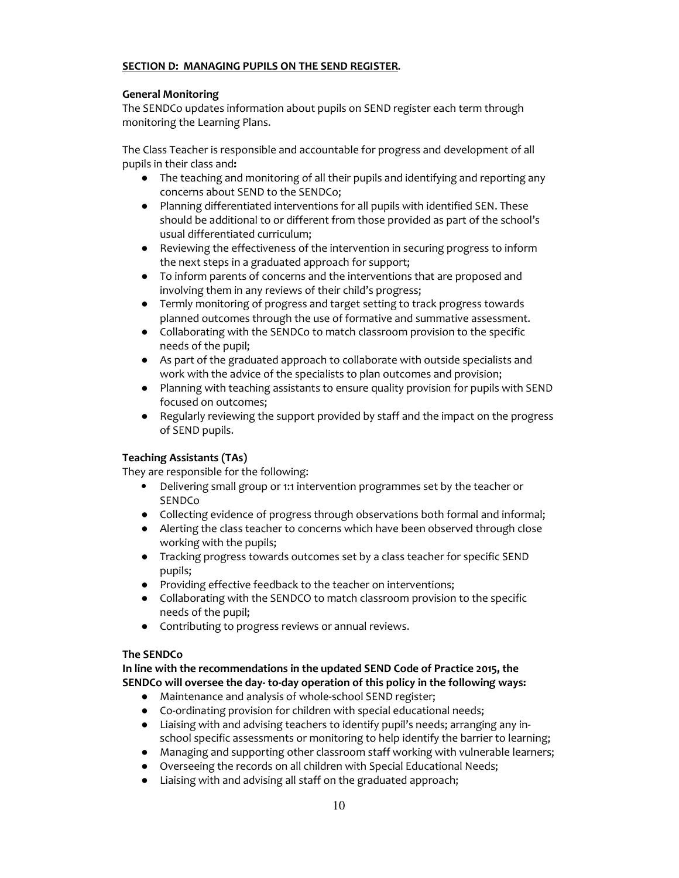## SECTION D: MANAGING PUPILS ON THE SEND REGISTER.

**General Monitoring**

The SENDCo updates information about pupils on SEND register each term through monitoring the Learning Plans.

The Class Teacher is responsible and accountable for progress and development of all pupils in their class and**:**

- The teaching and monitoring of all their pupils and identifying and reporting any concerns about SEND to the SENDCo;
- Planning differentiated interventions for all pupils with identified SEN. These should be additional to or different from those provided as part of the school's usual differentiated curriculum;
- Reviewing the effectiveness of the intervention in securing progress to inform the next steps in a graduated approach for support;
- To inform parents of concerns and the interventions that are proposed and involving them in any reviews of their child's progress;
- Termly monitoring of progress and target setting to track progress towards planned outcomes through the use of formative and summative assessment.
- Collaborating with the SENDCo to match classroom provision to the specific needs of the pupil;
- As part of the graduated approach to collaborate with outside specialists and work with the advice of the specialists to plan outcomes and provision;
- Planning with teaching assistants to ensure quality provision for pupils with SEND focused on outcomes;
- Regularly reviewing the support provided by staff and the impact on the progress of SEND pupils.

**Teaching Assistants (TAs)**

They are responsible for the following:

- Delivering small group or 1:1 intervention programmes set by the teacher or SENDCo
- Collecting evidence of progress through observations both formal and informal;
- Alerting the class teacher to concerns which have been observed through close working with the pupils;
- Tracking progress towards outcomes set by a class teacher for specific SEND pupils;
- Providing effective feedback to the teacher on interventions;
- Collaborating with the SENDCO to match classroom provision to the specific needs of the pupil;
- Contributing to progress reviews or annual reviews.

**The SENDCo**

**In line with the recommendations in the updated SEND Code of Practice 2015, the SENDCo will oversee the day- to-day operation of this policy in the following ways:**

- Maintenance and analysis of whole-school SEND register;
- Co-ordinating provision for children with special educational needs;
- Liaising with and advising teachers to identify pupil's needs; arranging any in-school specific assessments or monitoring to help identify the barrier to learning;
- Managing and supporting other classroom staff working with vulnerable learners;
- Overseeing the records on all children with Special Educational Needs;
- Liaising with and advising all staff on the graduated approach;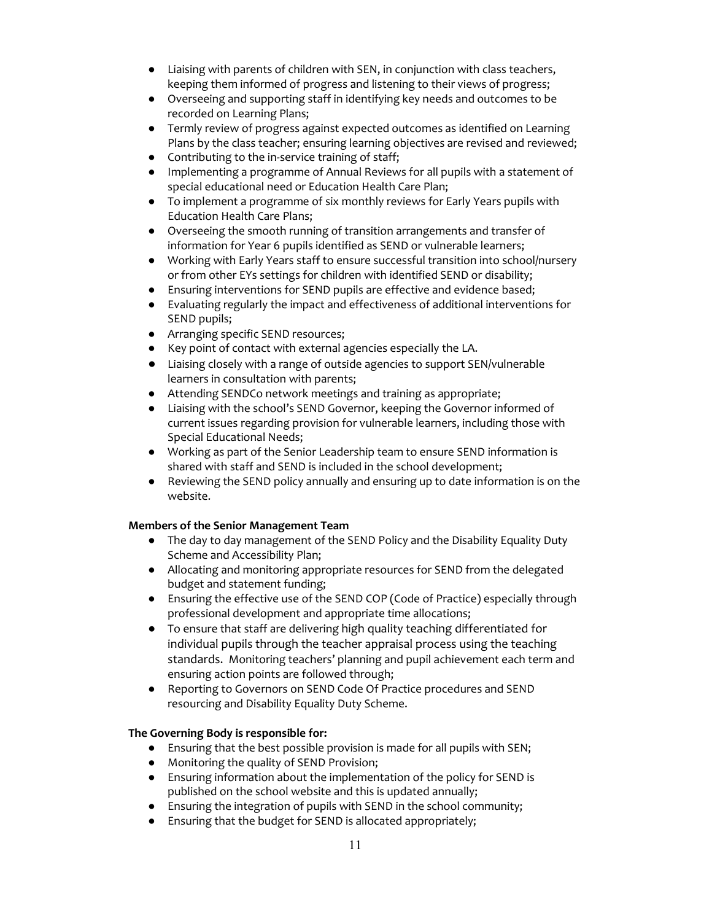- Liaising with parents of children with SEN, in conjunction with class teachers, keeping them informed of progress and listening to their views of progress;
- Overseeing and supporting staff in identifying key needs and outcomes to be recorded on Learning Plans;
- Termly review of progress against expected outcomes as identified on Learning Plans by the class teacher; ensuring learning objectives are revised and reviewed;
- Contributing to the in-service training of staff;
- Implementing a programme of Annual Reviews for all pupils with a statement of special educational need or Education Health Care Plan;
- To implement a programme of six monthly reviews for Early Years pupils with Education Health Care Plans;
- Overseeing the smooth running of transition arrangements and transfer of information for Year 6 pupils identified as SEND or vulnerable learners;
- Working with Early Years staff to ensure successful transition into school/nursery or from other EYs settings for children with identified SEND or disability;
- Ensuring interventions for SEND pupils are effective and evidence based;
- Evaluating regularly the impact and effectiveness of additional interventions for SEND pupils;
- Arranging specific SEND resources;
- Key point of contact with external agencies especially the LA.
- Liaising closely with a range of outside agencies to support SEN/vulnerable learners in consultation with parents;
- Attending SENDCo network meetings and training as appropriate;
- Liaising with the school's SEND Governor, keeping the Governor informed of current issues regarding provision for vulnerable learners, including those with Special Educational Needs;
- Working as part of the Senior Leadership team to ensure SEND information is shared with staff and SEND is included in the school development;
- Reviewing the SEND policy annually and ensuring up to date information is on the website.

**Members of the Senior Management Team**

- The day to day management of the SEND Policy and the Disability Equality Duty Scheme and Accessibility Plan;
- Allocating and monitoring appropriate resources for SEND from the delegated budget and statement funding;
- Ensuring the effective use of the SEND COP (Code of Practice) especially through professional development and appropriate time allocations;
- To ensure that staff are delivering high quality teaching differentiated for individual pupils through the teacher appraisal process using the teaching standards. Monitoring teachers' planning and pupil achievement each term and ensuring action points are followed through;
- Reporting to Governors on SEND Code Of Practice procedures and SEND resourcing and Disability Equality Duty Scheme.

**The Governing Body is responsible for:**

- Ensuring that the best possible provision is made for all pupils with SEN;
- Monitoring the quality of SEND Provision;
- Ensuring information about the implementation of the policy for SEND is published on the school website and this is updated annually;
- Ensuring the integration of pupils with SEND in the school community;
- Ensuring that the budget for SEND is allocated appropriately;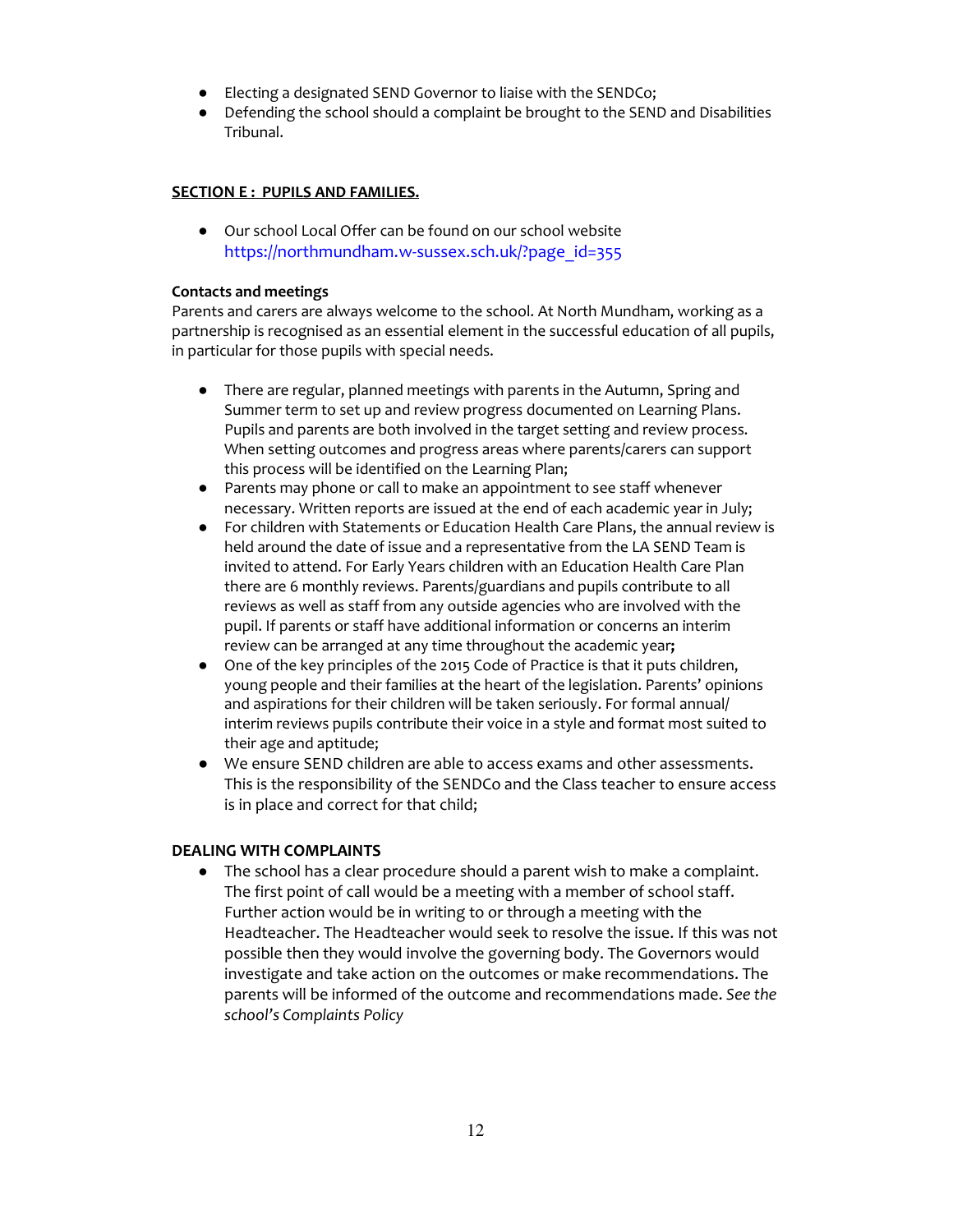- Electing a designated SEND Governor to liaise with the SENDCo;
- Defending the school should a complaint be brought to the SEND and Disabilities Tribunal.

**SECTION E : PUPILS AND FAMILIES.**

- Our school Local Offer can be found on our school website https://northmundham.w-sussex.sch.uk/?page_id=355

**Contacts and meetings**

Parents and carers are always welcome to the school. At North Mundham, working as a partnership is recognised as an essential element in the successful education of all pupils, in particular for those pupils with special needs.

- There are regular, planned meetings with parents in the Autumn, Spring and Summer term to set up and review progress documented on Learning Plans. Pupils and parents are both involved in the target setting and review process. When setting outcomes and progress areas where parents/carers can support this process will be identified on the Learning Plan;
- Parents may phone or call to make an appointment to see staff whenever necessary. Written reports are issued at the end of each academic year in July;
- For children with Statements or Education Health Care Plans, the annual review is held around the date of issue and a representative from the LA SEND Team is invited to attend. For Early Years children with an Education Health Care Plan there are 6 monthly reviews. Parents/guardians and pupils contribute to all reviews as well as staff from any outside agencies who are involved with the pupil. If parents or staff have additional information or concerns an interim review can be arranged at any time throughout the academic year**;**
- One of the key principles of the 2015 Code of Practice is that it puts children, young people and their families at the heart of the legislation. Parents' opinions and aspirations for their children will be taken seriously. For formal annual/ interim reviews pupils contribute their voice in a style and format most suited to their age and aptitude;
- We ensure SEND children are able to access exams and other assessments. This is the responsibility of the SENDCo and the Class teacher to ensure access is in place and correct for that child;

**DEALING WITH COMPLAINTS**

- The school has a clear procedure should a parent wish to make a complaint. The first point of call would be a meeting with a member of school staff. Further action would be in writing to or through a meeting with the Headteacher. The Headteacher would seek to resolve the issue. If this was not possible then they would involve the governing body. The Governors would investigate and take action on the outcomes or make recommendations. The parents will be informed of the outcome and recommendations made. *See the school's Complaints Policy*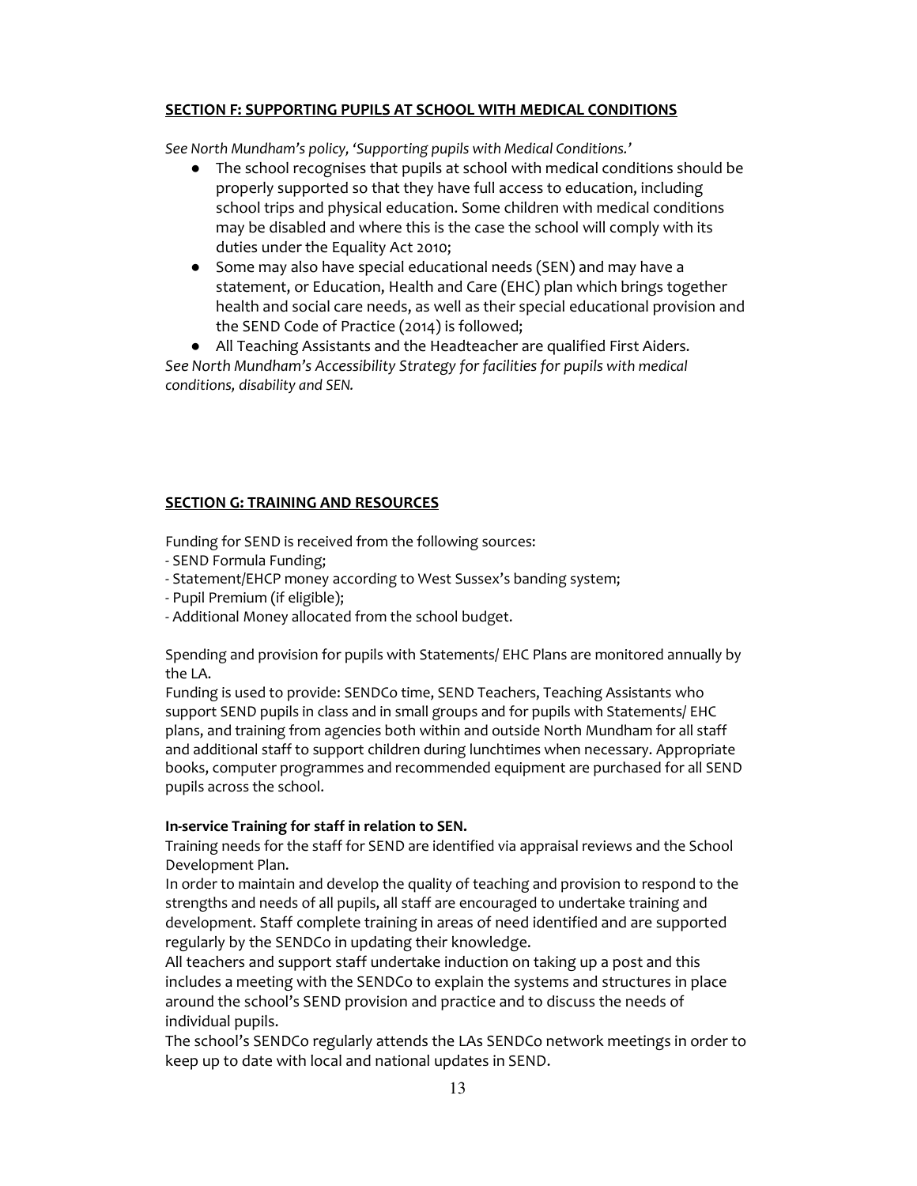## SECTION F: SUPPORTING PUPILS AT SCHOOL WITH MEDICAL CONDITIONS

*See North Mundham's policy, 'Supporting pupils with Medical Conditions.'*

- The school recognises that pupils at school with medical conditions should be properly supported so that they have full access to education, including school trips and physical education. Some children with medical conditions may be disabled and where this is the case the school will comply with its duties under the Equality Act 2010;
- Some may also have special educational needs (SEN) and may have a statement, or Education, Health and Care (EHC) plan which brings together health and social care needs, as well as their special educational provision and the SEND Code of Practice (2014) is followed;
- All Teaching Assistants and the Headteacher are qualified First Aiders.

*See North Mundham's Accessibility Strategy for facilities for pupils with medical conditions, disability and SEN.*

## SECTION G: TRAINING AND RESOURCES

Funding for SEND is received from the following sources:

- SEND Formula Funding;
- Statement/EHCP money according to West Sussex's banding system;
- Pupil Premium (if eligible);
- Additional Money allocated from the school budget.

Spending and provision for pupils with Statements/ EHC Plans are monitored annually by the LA.

Funding is used to provide: SENDCo time, SEND Teachers, Teaching Assistants who support SEND pupils in class and in small groups and for pupils with Statements/ EHC plans, and training from agencies both within and outside North Mundham for all staff and additional staff to support children during lunchtimes when necessary. Appropriate books, computer programmes and recommended equipment are purchased for all SEND pupils across the school.

**In-service Training for staff in relation to SEN.**

Training needs for the staff for SEND are identified via appraisal reviews and the School Development Plan.

In order to maintain and develop the quality of teaching and provision to respond to the strengths and needs of all pupils, all staff are encouraged to undertake training and development. Staff complete training in areas of need identified and are supported regularly by the SENDCo in updating their knowledge.

All teachers and support staff undertake induction on taking up a post and this includes a meeting with the SENDCo to explain the systems and structures in place around the school's SEND provision and practice and to discuss the needs of individual pupils.

The school's SENDCo regularly attends the LAs SENDCo network meetings in order to keep up to date with local and national updates in SEND.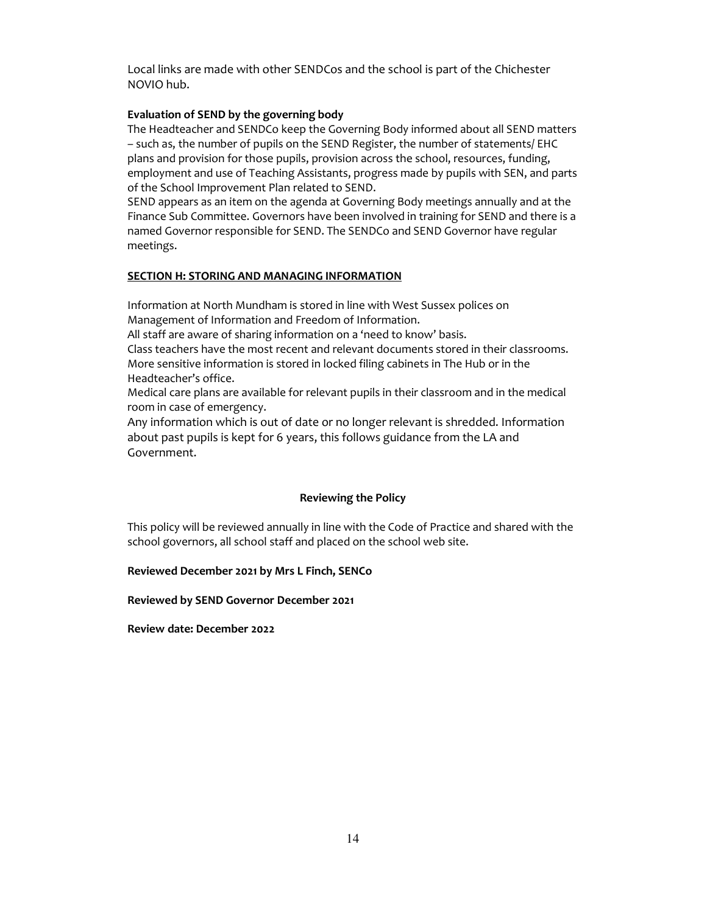Local links are made with other SENDCos and the school is part of the Chichester NOVIO hub.

**Evaluation of SEND by the governing body**

The Headteacher and SENDCo keep the Governing Body informed about all SEND matters – such as, the number of pupils on the SEND Register, the number of statements/ EHC plans and provision for those pupils, provision across the school, resources, funding, employment and use of Teaching Assistants, progress made by pupils with SEN, and parts of the School Improvement Plan related to SEND.

SEND appears as an item on the agenda at Governing Body meetings annually and at the Finance Sub Committee. Governors have been involved in training for SEND and there is a named Governor responsible for SEND. The SENDCo and SEND Governor have regular meetings.

## SECTION H: STORING AND MANAGING INFORMATION

Information at North Mundham is stored in line with West Sussex polices on Management of Information and Freedom of Information.

All staff are aware of sharing information on a 'need to know' basis.

Class teachers have the most recent and relevant documents stored in their classrooms.

More sensitive information is stored in locked filing cabinets in The Hub or in the Headteacher's office.

Medical care plans are available for relevant pupils in their classroom and in the medical room in case of emergency.

Any information which is out of date or no longer relevant is shredded. Information about past pupils is kept for 6 years, this follows guidance from the LA and Government.

### Reviewing the Policy

This policy will be reviewed annually in line with the Code of Practice and shared with the school governors, all school staff and placed on the school web site.

**Reviewed December 2021 by Mrs L Finch, SENCo**

**Reviewed by SEND Governor December 2021**

**Review date: December 2022**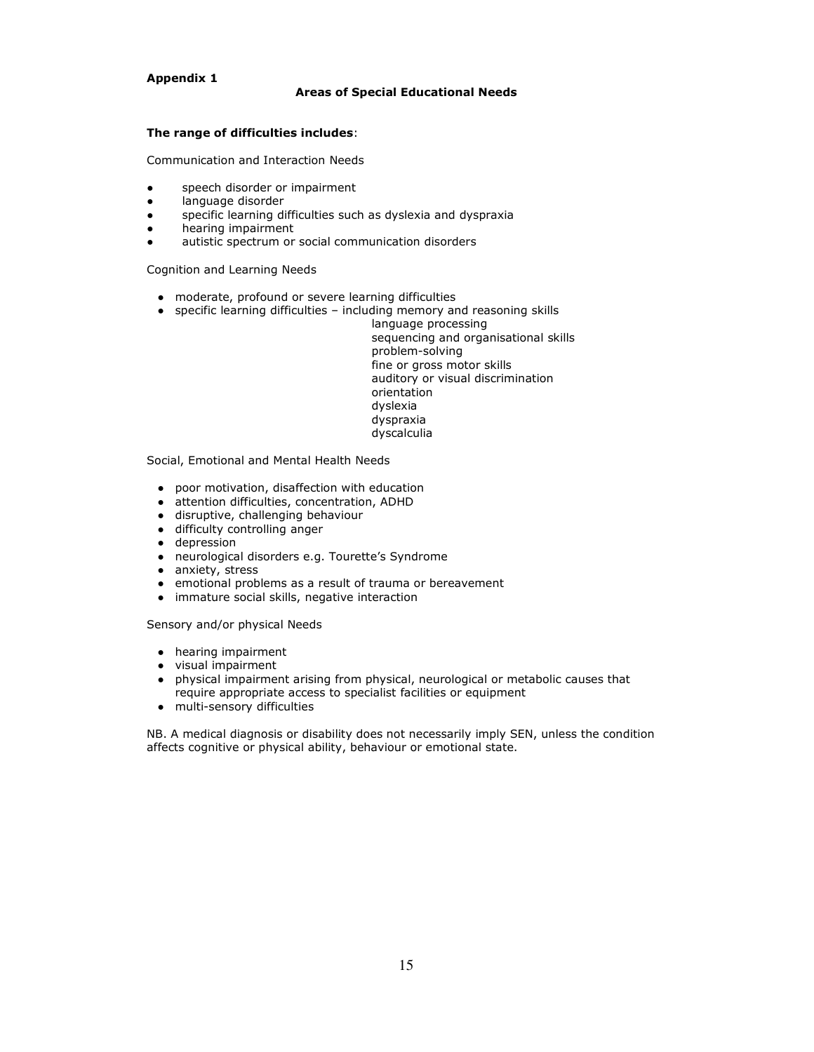**Appendix 1**

## Areas of Special Educational Needs

**The range of difficulties includes**:

Communication and Interaction Needs

- speech disorder or impairment
- language disorder
- specific learning difficulties such as dyslexia and dyspraxia
- hearing impairment
- autistic spectrum or social communication disorders

Cognition and Learning Needs

- moderate, profound or severe learning difficulties
- specific learning difficulties – including memory and reasoning skills
  - language processing
  - sequencing and organisational skills
  - problem-solving
  - fine or gross motor skills
  - auditory or visual discrimination
  - orientation
  - dyslexia
  - dyspraxia
  - dyscalculia

Social, Emotional and Mental Health Needs

- poor motivation, disaffection with education
- attention difficulties, concentration, ADHD
- disruptive, challenging behaviour
- difficulty controlling anger
- depression
- neurological disorders e.g. Tourette's Syndrome
- anxiety, stress
- emotional problems as a result of trauma or bereavement
- immature social skills, negative interaction

Sensory and/or physical Needs

- hearing impairment
- visual impairment
- physical impairment arising from physical, neurological or metabolic causes that require appropriate access to specialist facilities or equipment
- multi-sensory difficulties

NB. A medical diagnosis or disability does not necessarily imply SEN, unless the condition affects cognitive or physical ability, behaviour or emotional state.